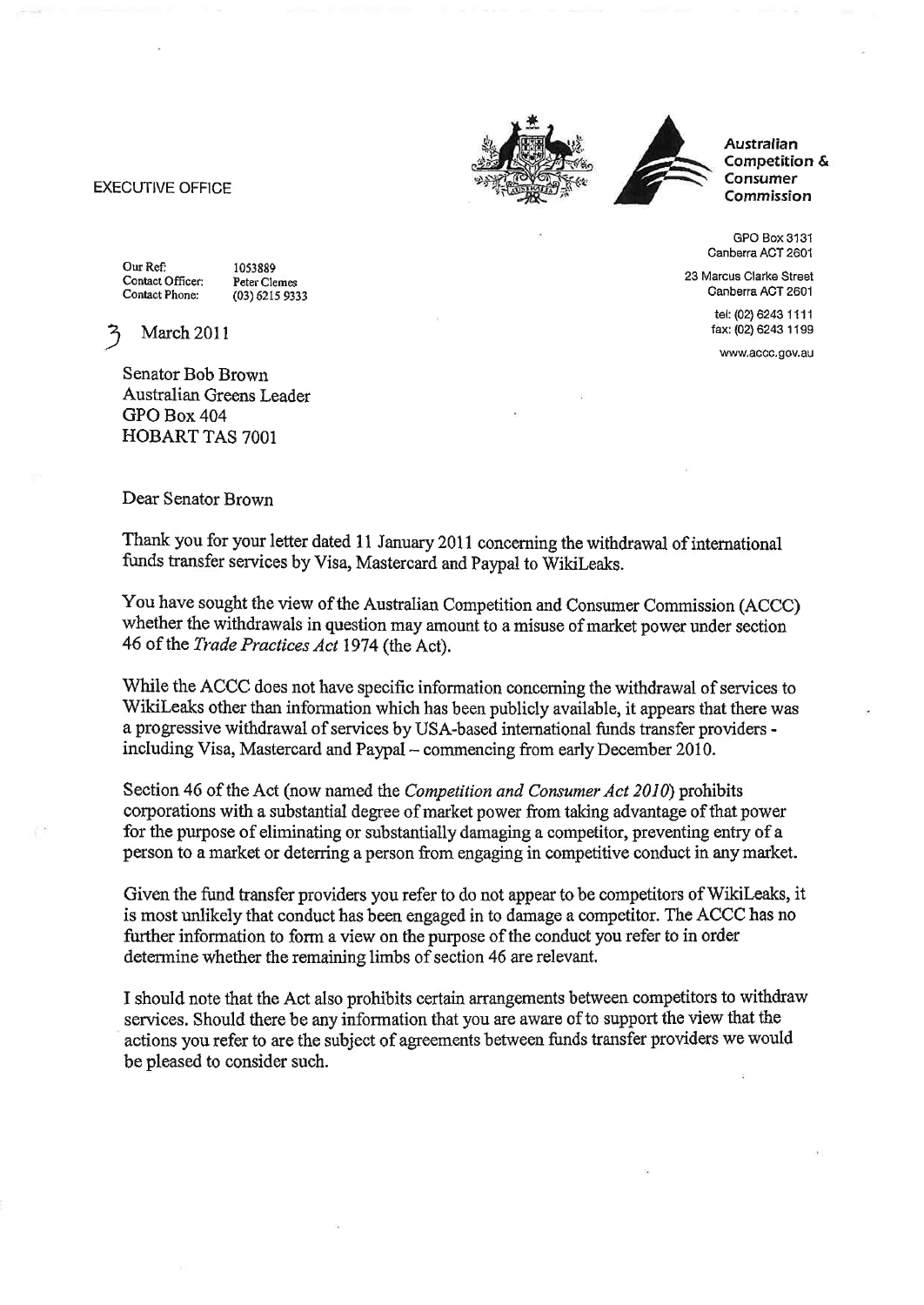EXECUTIVE OFFICE

**Australian Competition & Consumer Commission**

GPO Box 3131
Canberra ACT 2601

23 Marcus Clarke Street
Canberra ACT 2601

tel: (02) 6243 1111
fax: (02) 6243 1199

www.accc.gov.au

Our Ref: 1053889
Contact Officer: Peter Clemes
Contact Phone: (03) 6215 9333

3 March 2011

Senator Bob Brown
Australian Greens Leader
GPO Box 404
HOBART TAS 7001

Dear Senator Brown

Thank you for your letter dated 11 January 2011 concerning the withdrawal of international funds transfer services by Visa, Mastercard and Paypal to WikiLeaks.

You have sought the view of the Australian Competition and Consumer Commission (ACCC) whether the withdrawals in question may amount to a misuse of market power under section 46 of the *Trade Practices Act* 1974 (the Act).

While the ACCC does not have specific information concerning the withdrawal of services to WikiLeaks other than information which has been publicly available, it appears that there was a progressive withdrawal of services by USA-based international funds transfer providers - including Visa, Mastercard and Paypal – commencing from early December 2010.

Section 46 of the Act (now named the *Competition and Consumer Act 2010*) prohibits corporations with a substantial degree of market power from taking advantage of that power for the purpose of eliminating or substantially damaging a competitor, preventing entry of a person to a market or deterring a person from engaging in competitive conduct in any market.

Given the fund transfer providers you refer to do not appear to be competitors of WikiLeaks, it is most unlikely that conduct has been engaged in to damage a competitor. The ACCC has no further information to form a view on the purpose of the conduct you refer to in order determine whether the remaining limbs of section 46 are relevant.

I should note that the Act also prohibits certain arrangements between competitors to withdraw services. Should there be any information that you are aware of to support the view that the actions you refer to are the subject of agreements between funds transfer providers we would be pleased to consider such.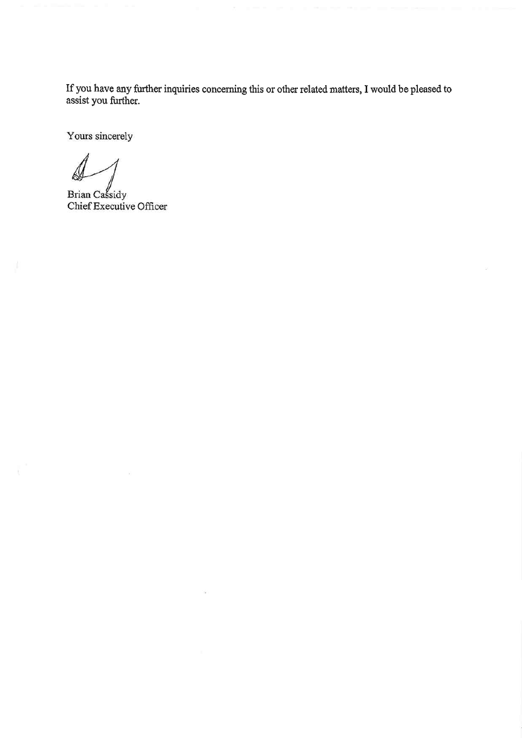If you have any further inquiries concerning this or other related matters, I would be pleased to assist you further.

Yours sincerely

Brian Cassidy
Chief Executive Officer